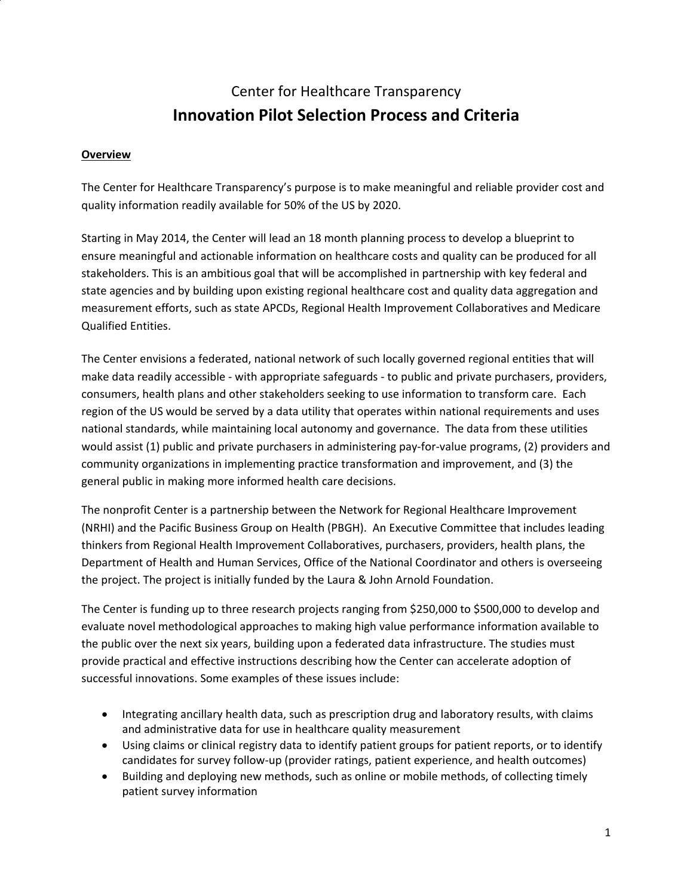# Center for Healthcare Transparency

## Innovation Pilot Selection Process and Criteria

**Overview**

The Center for Healthcare Transparency's purpose is to make meaningful and reliable provider cost and quality information readily available for 50% of the US by 2020.

Starting in May 2014, the Center will lead an 18 month planning process to develop a blueprint to ensure meaningful and actionable information on healthcare costs and quality can be produced for all stakeholders. This is an ambitious goal that will be accomplished in partnership with key federal and state agencies and by building upon existing regional healthcare cost and quality data aggregation and measurement efforts, such as state APCDs, Regional Health Improvement Collaboratives and Medicare Qualified Entities.

The Center envisions a federated, national network of such locally governed regional entities that will make data readily accessible - with appropriate safeguards - to public and private purchasers, providers, consumers, health plans and other stakeholders seeking to use information to transform care. Each region of the US would be served by a data utility that operates within national requirements and uses national standards, while maintaining local autonomy and governance. The data from these utilities would assist (1) public and private purchasers in administering pay-for-value programs, (2) providers and community organizations in implementing practice transformation and improvement, and (3) the general public in making more informed health care decisions.

The nonprofit Center is a partnership between the Network for Regional Healthcare Improvement (NRHI) and the Pacific Business Group on Health (PBGH). An Executive Committee that includes leading thinkers from Regional Health Improvement Collaboratives, purchasers, providers, health plans, the Department of Health and Human Services, Office of the National Coordinator and others is overseeing the project. The project is initially funded by the Laura & John Arnold Foundation.

The Center is funding up to three research projects ranging from $250,000 to $500,000 to develop and evaluate novel methodological approaches to making high value performance information available to the public over the next six years, building upon a federated data infrastructure. The studies must provide practical and effective instructions describing how the Center can accelerate adoption of successful innovations. Some examples of these issues include:

- Integrating ancillary health data, such as prescription drug and laboratory results, with claims and administrative data for use in healthcare quality measurement
- Using claims or clinical registry data to identify patient groups for patient reports, or to identify candidates for survey follow-up (provider ratings, patient experience, and health outcomes)
- Building and deploying new methods, such as online or mobile methods, of collecting timely patient survey information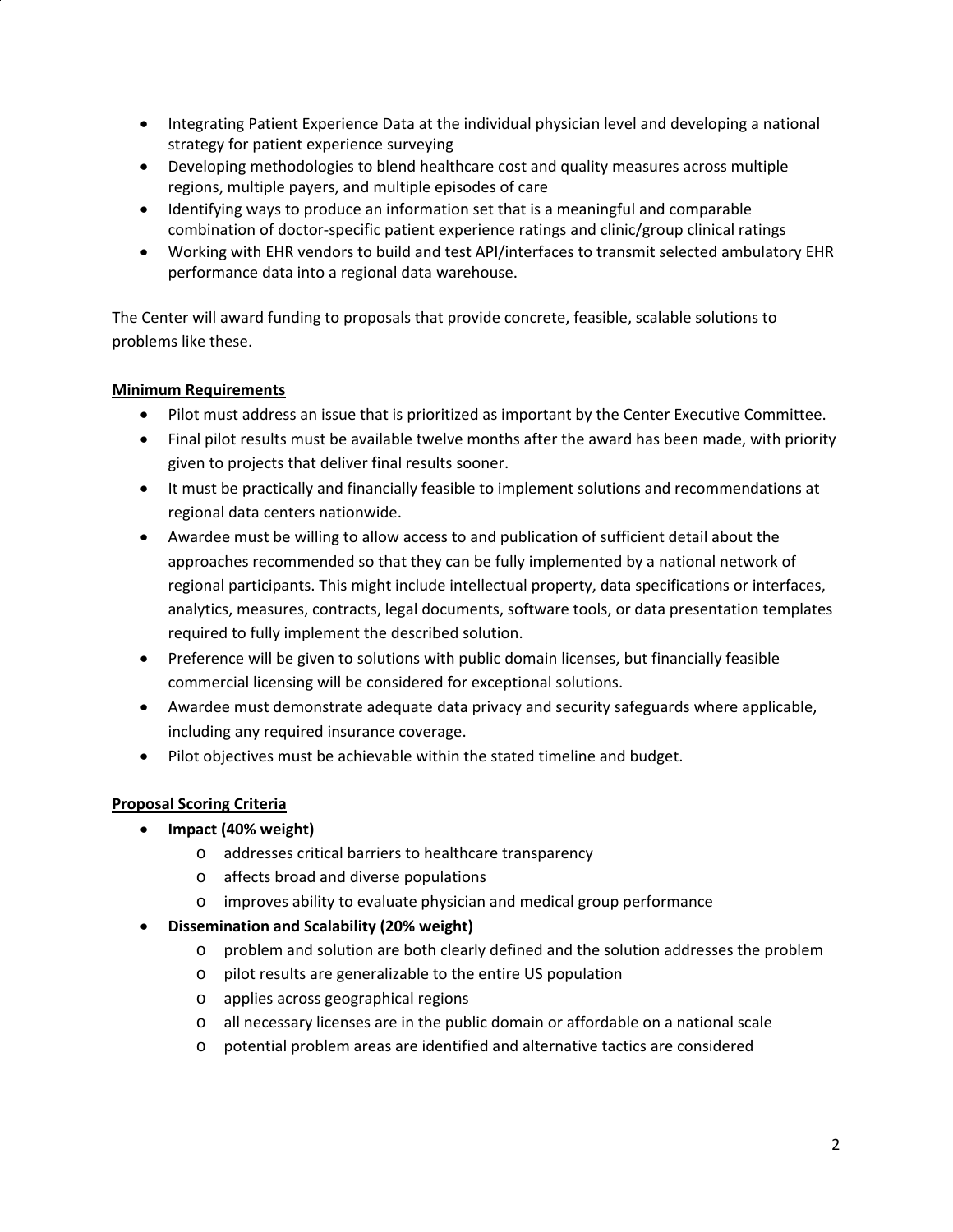- Integrating Patient Experience Data at the individual physician level and developing a national strategy for patient experience surveying
- Developing methodologies to blend healthcare cost and quality measures across multiple regions, multiple payers, and multiple episodes of care
- Identifying ways to produce an information set that is a meaningful and comparable combination of doctor-specific patient experience ratings and clinic/group clinical ratings
- Working with EHR vendors to build and test API/interfaces to transmit selected ambulatory EHR performance data into a regional data warehouse.

The Center will award funding to proposals that provide concrete, feasible, scalable solutions to problems like these.

**Minimum Requirements**

- Pilot must address an issue that is prioritized as important by the Center Executive Committee.
- Final pilot results must be available twelve months after the award has been made, with priority given to projects that deliver final results sooner.
- It must be practically and financially feasible to implement solutions and recommendations at regional data centers nationwide.
- Awardee must be willing to allow access to and publication of sufficient detail about the approaches recommended so that they can be fully implemented by a national network of regional participants. This might include intellectual property, data specifications or interfaces, analytics, measures, contracts, legal documents, software tools, or data presentation templates required to fully implement the described solution.
- Preference will be given to solutions with public domain licenses, but financially feasible commercial licensing will be considered for exceptional solutions.
- Awardee must demonstrate adequate data privacy and security safeguards where applicable, including any required insurance coverage.
- Pilot objectives must be achievable within the stated timeline and budget.

**Proposal Scoring Criteria**

- **Impact (40% weight)**
  - addresses critical barriers to healthcare transparency
  - affects broad and diverse populations
  - improves ability to evaluate physician and medical group performance
- **Dissemination and Scalability (20% weight)**
  - problem and solution are both clearly defined and the solution addresses the problem
  - pilot results are generalizable to the entire US population
  - applies across geographical regions
  - all necessary licenses are in the public domain or affordable on a national scale
  - potential problem areas are identified and alternative tactics are considered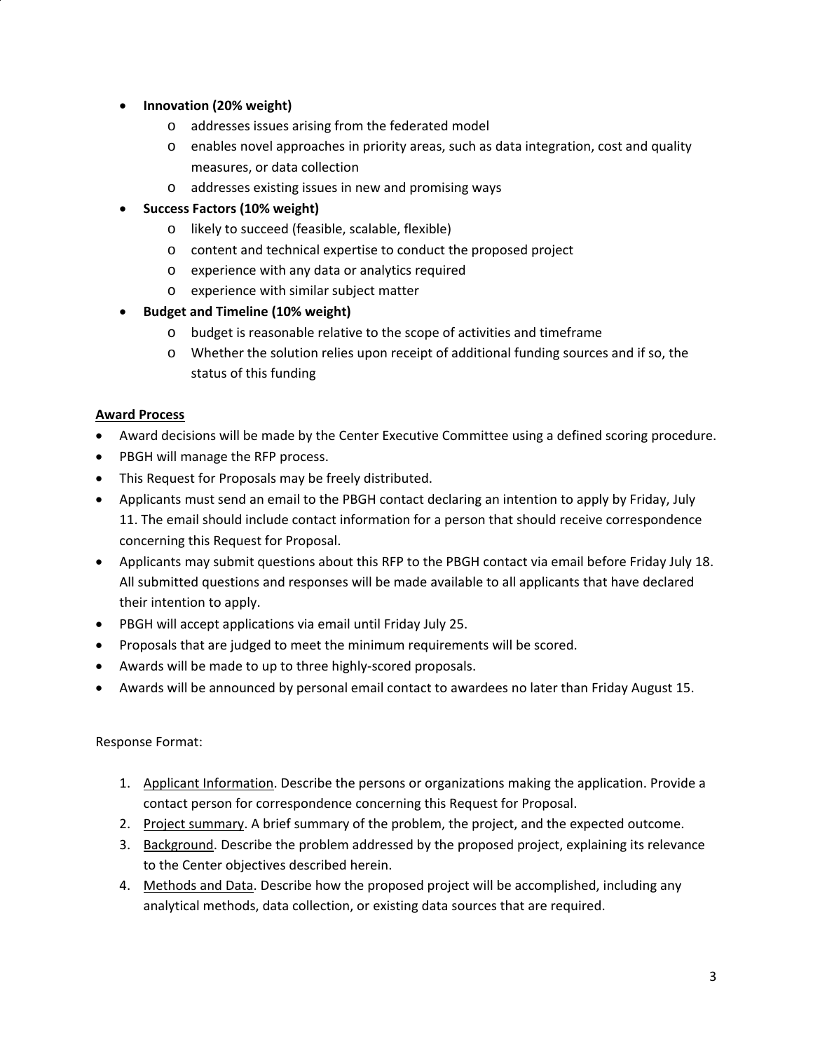- **Innovation (20% weight)**
    - addresses issues arising from the federated model
    - enables novel approaches in priority areas, such as data integration, cost and quality measures, or data collection
    - addresses existing issues in new and promising ways
- **Success Factors (10% weight)**
    - likely to succeed (feasible, scalable, flexible)
    - content and technical expertise to conduct the proposed project
    - experience with any data or analytics required
    - experience with similar subject matter
- **Budget and Timeline (10% weight)**
    - budget is reasonable relative to the scope of activities and timeframe
    - Whether the solution relies upon receipt of additional funding sources and if so, the status of this funding

**Award Process**

- Award decisions will be made by the Center Executive Committee using a defined scoring procedure.
- PBGH will manage the RFP process.
- This Request for Proposals may be freely distributed.
- Applicants must send an email to the PBGH contact declaring an intention to apply by Friday, July 11. The email should include contact information for a person that should receive correspondence concerning this Request for Proposal.
- Applicants may submit questions about this RFP to the PBGH contact via email before Friday July 18. All submitted questions and responses will be made available to all applicants that have declared their intention to apply.
- PBGH will accept applications via email until Friday July 25.
- Proposals that are judged to meet the minimum requirements will be scored.
- Awards will be made to up to three highly-scored proposals.
- Awards will be announced by personal email contact to awardees no later than Friday August 15.

Response Format:

1. Applicant Information. Describe the persons or organizations making the application. Provide a contact person for correspondence concerning this Request for Proposal.
2. Project summary. A brief summary of the problem, the project, and the expected outcome.
3. Background. Describe the problem addressed by the proposed project, explaining its relevance to the Center objectives described herein.
4. Methods and Data. Describe how the proposed project will be accomplished, including any analytical methods, data collection, or existing data sources that are required.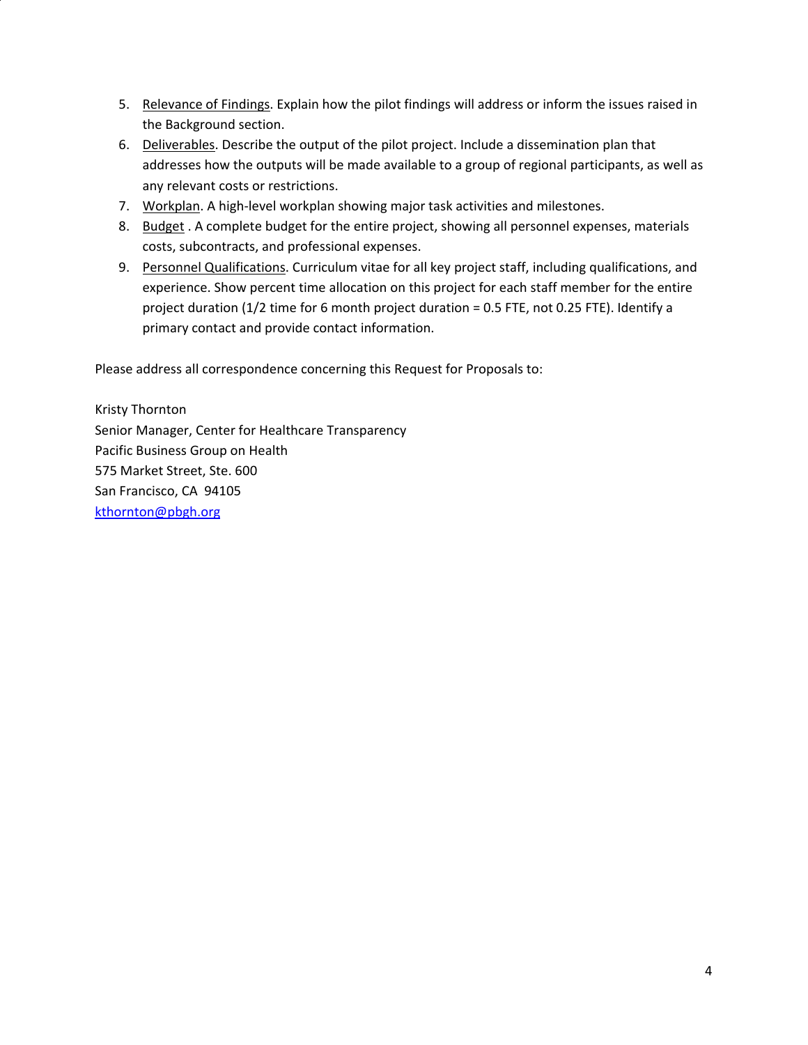5. Relevance of Findings. Explain how the pilot findings will address or inform the issues raised in the Background section.
6. Deliverables. Describe the output of the pilot project. Include a dissemination plan that addresses how the outputs will be made available to a group of regional participants, as well as any relevant costs or restrictions.
7. Workplan. A high-level workplan showing major task activities and milestones.
8. Budget . A complete budget for the entire project, showing all personnel expenses, materials costs, subcontracts, and professional expenses.
9. Personnel Qualifications. Curriculum vitae for all key project staff, including qualifications, and experience. Show percent time allocation on this project for each staff member for the entire project duration (1/2 time for 6 month project duration = 0.5 FTE, not 0.25 FTE). Identify a primary contact and provide contact information.

Please address all correspondence concerning this Request for Proposals to:

Kristy Thornton
Senior Manager, Center for Healthcare Transparency
Pacific Business Group on Health
575 Market Street, Ste. 600
San Francisco, CA 94105
kthornton@pbgh.org